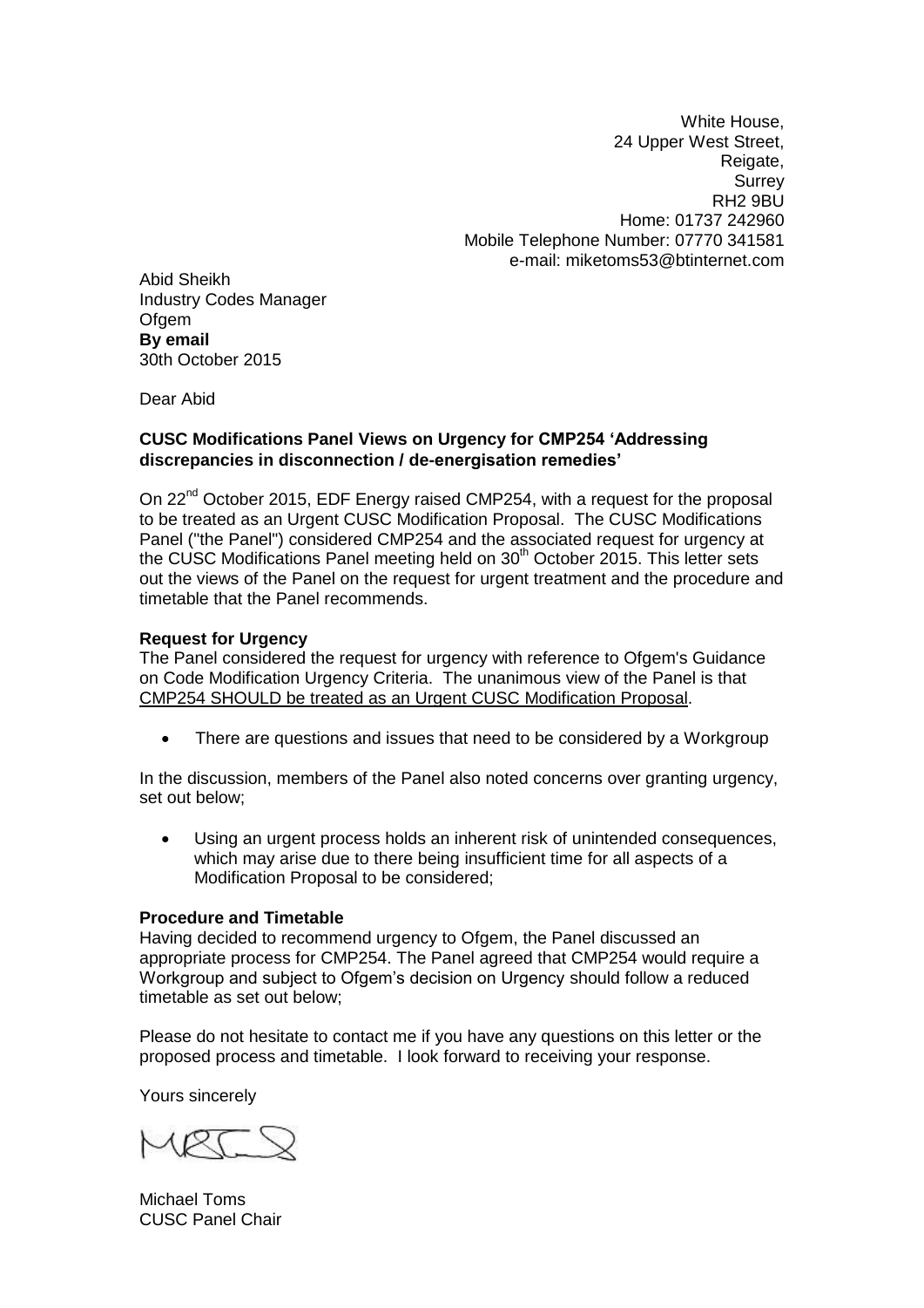White House,
24 Upper West Street,
Reigate,
Surrey
RH2 9BU
Home: 01737 242960
Mobile Telephone Number: 07770 341581
e-mail: miketoms53@btinternet.com

Abid Sheikh
Industry Codes Manager
Ofgem
**By email**
30th October 2015

Dear Abid

**CUSC Modifications Panel Views on Urgency for CMP254 'Addressing discrepancies in disconnection / de-energisation remedies'**

On 22nd October 2015, EDF Energy raised CMP254, with a request for the proposal to be treated as an Urgent CUSC Modification Proposal. The CUSC Modifications Panel ("the Panel") considered CMP254 and the associated request for urgency at the CUSC Modifications Panel meeting held on 30th October 2015. This letter sets out the views of the Panel on the request for urgent treatment and the procedure and timetable that the Panel recommends.

**Request for Urgency**

The Panel considered the request for urgency with reference to Ofgem's Guidance on Code Modification Urgency Criteria. The unanimous view of the Panel is that CMP254 SHOULD be treated as an Urgent CUSC Modification Proposal.

- There are questions and issues that need to be considered by a Workgroup

In the discussion, members of the Panel also noted concerns over granting urgency, set out below;

- Using an urgent process holds an inherent risk of unintended consequences, which may arise due to there being insufficient time for all aspects of a Modification Proposal to be considered;

**Procedure and Timetable**

Having decided to recommend urgency to Ofgem, the Panel discussed an appropriate process for CMP254. The Panel agreed that CMP254 would require a Workgroup and subject to Ofgem's decision on Urgency should follow a reduced timetable as set out below;

Please do not hesitate to contact me if you have any questions on this letter or the proposed process and timetable. I look forward to receiving your response.

Yours sincerely

Michael Toms
CUSC Panel Chair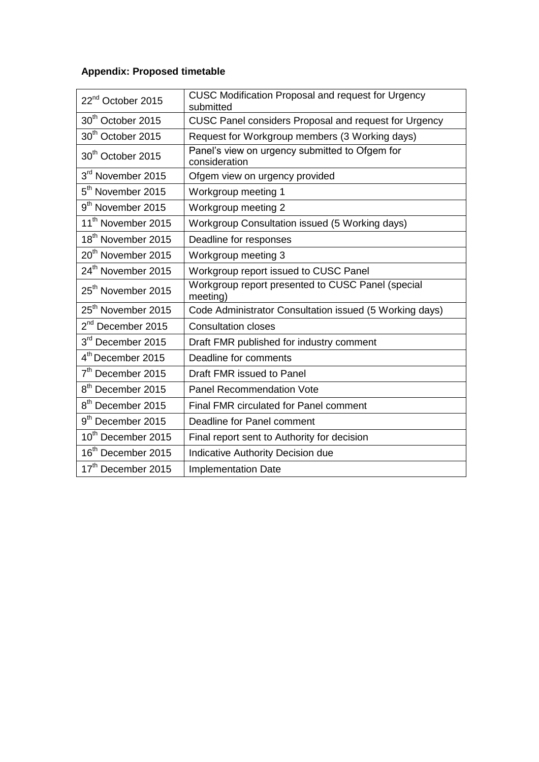**Appendix: Proposed timetable**

| | |
|---|---|
| 22nd October 2015 | CUSC Modification Proposal and request for Urgency submitted |
| 30th October 2015 | CUSC Panel considers Proposal and request for Urgency |
| 30th October 2015 | Request for Workgroup members (3 Working days) |
| 30th October 2015 | Panel's view on urgency submitted to Ofgem for consideration |
| 3rd November 2015 | Ofgem view on urgency provided |
| 5th November 2015 | Workgroup meeting 1 |
| 9th November 2015 | Workgroup meeting 2 |
| 11th November 2015 | Workgroup Consultation issued (5 Working days) |
| 18th November 2015 | Deadline for responses |
| 20th November 2015 | Workgroup meeting 3 |
| 24th November 2015 | Workgroup report issued to CUSC Panel |
| 25th November 2015 | Workgroup report presented to CUSC Panel (special meeting) |
| 25th November 2015 | Code Administrator Consultation issued (5 Working days) |
| 2nd December 2015 | Consultation closes |
| 3rd December 2015 | Draft FMR published for industry comment |
| 4th December 2015 | Deadline for comments |
| 7th December 2015 | Draft FMR issued to Panel |
| 8th December 2015 | Panel Recommendation Vote |
| 8th December 2015 | Final FMR circulated for Panel comment |
| 9th December 2015 | Deadline for Panel comment |
| 10th December 2015 | Final report sent to Authority for decision |
| 16th December 2015 | Indicative Authority Decision due |
| 17th December 2015 | Implementation Date |